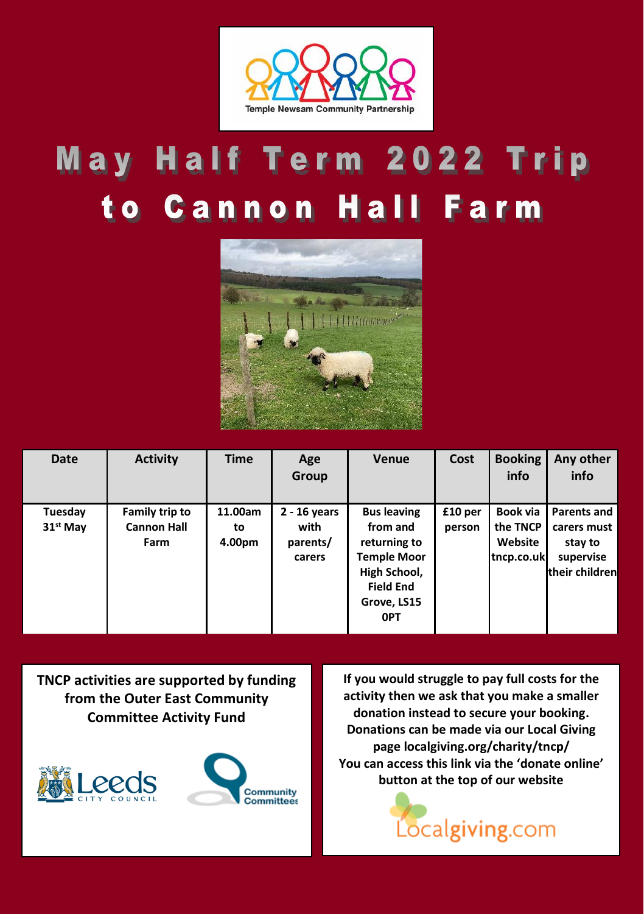Temple Newsam Community Partnership

# May Half Term 2022 Trip to Cannon Hall Farm

| Date | Activity | Time | Age Group | Venue | Cost | Booking info | Any other info |
|---|---|---|---|---|---|---|---|
| Tuesday 31st May | Family trip to Cannon Hall Farm | 11.00am to 4.00pm | 2 - 16 years with parents/ carers | Bus leaving from and returning to Temple Moor High School, Field End Grove, LS15 0PT | £10 per person | Book via the TNCP Website tncp.co.uk | Parents and carers must stay to supervise their children |

**TNCP activities are supported by funding from the Outer East Community Committee Activity Fund**

Leeds City Council

Community Committees

**If you would struggle to pay full costs for the activity then we ask that you make a smaller donation instead to secure your booking. Donations can be made via our Local Giving page localgiving.org/charity/tncp/ You can access this link via the 'donate online' button at the top of our website**

Localgiving.com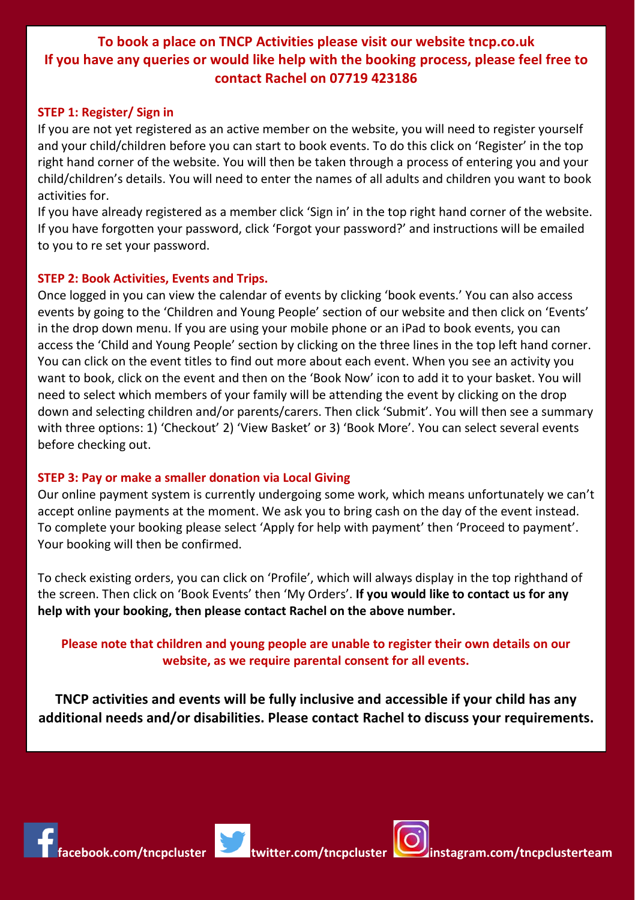**To book a place on TNCP Activities please visit our website tncp.co.uk**
**If you have any queries or would like help with the booking process, please feel free to contact Rachel on 07719 423186**

### STEP 1: Register/ Sign in

If you are not yet registered as an active member on the website, you will need to register yourself and your child/children before you can start to book events. To do this click on 'Register' in the top right hand corner of the website. You will then be taken through a process of entering you and your child/children's details. You will need to enter the names of all adults and children you want to book activities for.

If you have already registered as a member click 'Sign in' in the top right hand corner of the website. If you have forgotten your password, click 'Forgot your password?' and instructions will be emailed to you to re set your password.

### STEP 2: Book Activities, Events and Trips.

Once logged in you can view the calendar of events by clicking 'book events.' You can also access events by going to the 'Children and Young People' section of our website and then click on 'Events' in the drop down menu. If you are using your mobile phone or an iPad to book events, you can access the 'Child and Young People' section by clicking on the three lines in the top left hand corner. You can click on the event titles to find out more about each event. When you see an activity you want to book, click on the event and then on the 'Book Now' icon to add it to your basket. You will need to select which members of your family will be attending the event by clicking on the drop down and selecting children and/or parents/carers. Then click 'Submit'. You will then see a summary with three options: 1) 'Checkout' 2) 'View Basket' or 3) 'Book More'. You can select several events before checking out.

### STEP 3: Pay or make a smaller donation via Local Giving

Our online payment system is currently undergoing some work, which means unfortunately we can't accept online payments at the moment. We ask you to bring cash on the day of the event instead. To complete your booking please select 'Apply for help with payment' then 'Proceed to payment'. Your booking will then be confirmed.

To check existing orders, you can click on 'Profile', which will always display in the top righthand of the screen. Then click on 'Book Events' then 'My Orders'. **If you would like to contact us for any help with your booking, then please contact Rachel on the above number.**

**Please note that children and young people are unable to register their own details on our website, as we require parental consent for all events.**

**TNCP activities and events will be fully inclusive and accessible if your child has any additional needs and/or disabilities. Please contact Rachel to discuss your requirements.**

**facebook.com/tncpcluster** **twitter.com/tncpcluster** **instagram.com/tncpclusterteam**